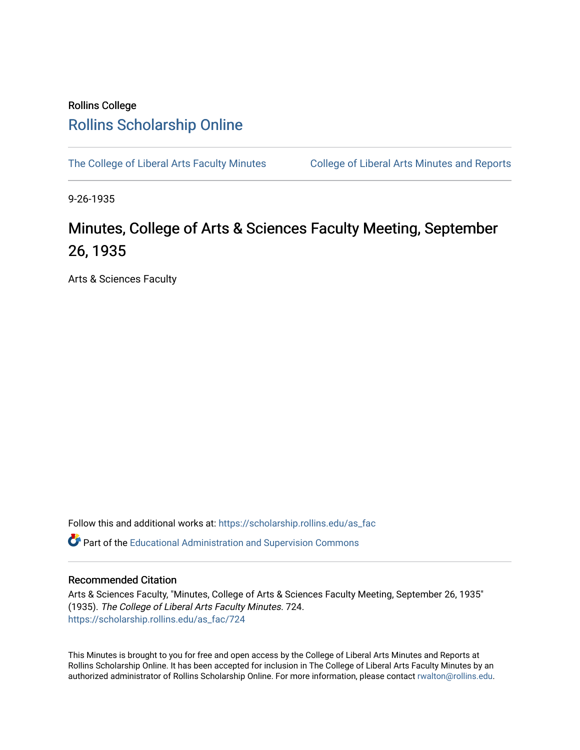Rollins College

# Rollins Scholarship Online

The College of Liberal Arts Faculty Minutes    College of Liberal Arts Minutes and Reports

9-26-1935

# Minutes, College of Arts & Sciences Faculty Meeting, September 26, 1935

Arts & Sciences Faculty

Follow this and additional works at: https://scholarship.rollins.edu/as_fac

Part of the Educational Administration and Supervision Commons

## Recommended Citation

Arts & Sciences Faculty, "Minutes, College of Arts & Sciences Faculty Meeting, September 26, 1935" (1935). *The College of Liberal Arts Faculty Minutes*. 724.
https://scholarship.rollins.edu/as_fac/724

This Minutes is brought to you for free and open access by the College of Liberal Arts Minutes and Reports at Rollins Scholarship Online. It has been accepted for inclusion in The College of Liberal Arts Faculty Minutes by an authorized administrator of Rollins Scholarship Online. For more information, please contact rwalton@rollins.edu.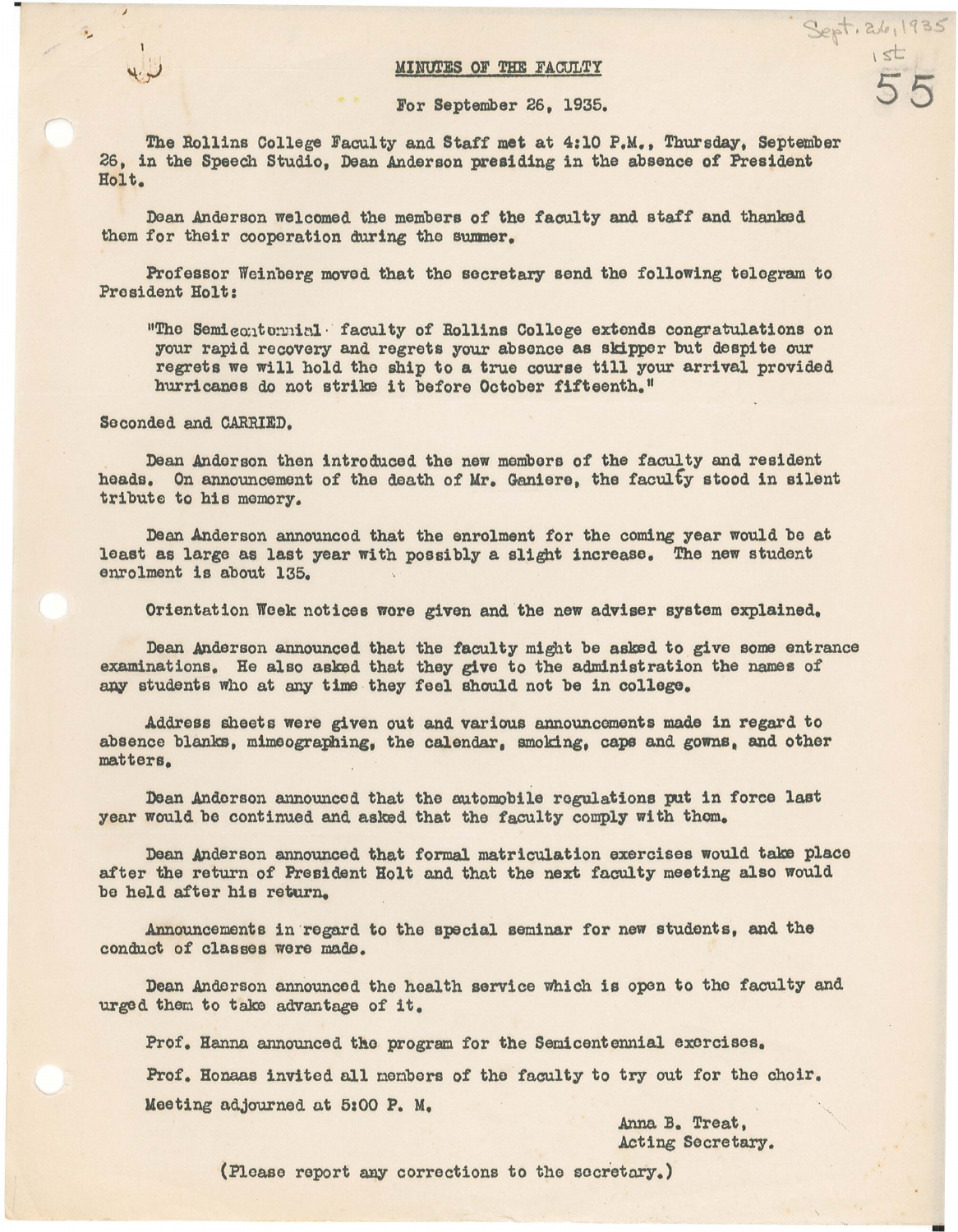# MINUTES OF THE FACULTY

For September 26, 1935.

The Rollins College Faculty and Staff met at 4:10 P.M., Thursday, September 26, in the Speech Studio, Dean Anderson presiding in the absence of President Holt.

Dean Anderson welcomed the members of the faculty and staff and thanked them for their cooperation during the summer.

Professor Weinberg moved that the secretary send the following telegram to President Holt:

> "The Semicentennial faculty of Rollins College extends congratulations on your rapid recovery and regrets your absence as skipper but despite our regrets we will hold the ship to a true course till your arrival provided hurricanes do not strike it before October fifteenth."

Seconded and CARRIED.

Dean Anderson then introduced the new members of the faculty and resident heads. On announcement of the death of Mr. Ganiere, the faculty stood in silent tribute to his memory.

Dean Anderson announced that the enrolment for the coming year would be at least as large as last year with possibly a slight increase. The new student enrolment is about 135.

Orientation Week notices were given and the new adviser system explained.

Dean Anderson announced that the faculty might be asked to give some entrance examinations. He also asked that they give to the administration the names of any students who at any time they feel should not be in college.

Address sheets were given out and various announcements made in regard to absence blanks, mimeographing, the calendar, smoking, caps and gowns, and other matters.

Dean Anderson announced that the automobile regulations put in force last year would be continued and asked that the faculty comply with them.

Dean Anderson announced that formal matriculation exercises would take place after the return of President Holt and that the next faculty meeting also would be held after his return.

Announcements in regard to the special seminar for new students, and the conduct of classes were made.

Dean Anderson announced the health service which is open to the faculty and urged them to take advantage of it.

Prof. Hanna announced the program for the Semicentennial exercises.

Prof. Honaas invited all members of the faculty to try out for the choir.

Meeting adjourned at 5:00 P. M.

Anna B. Treat,
Acting Secretary.

(Please report any corrections to the secretary.)